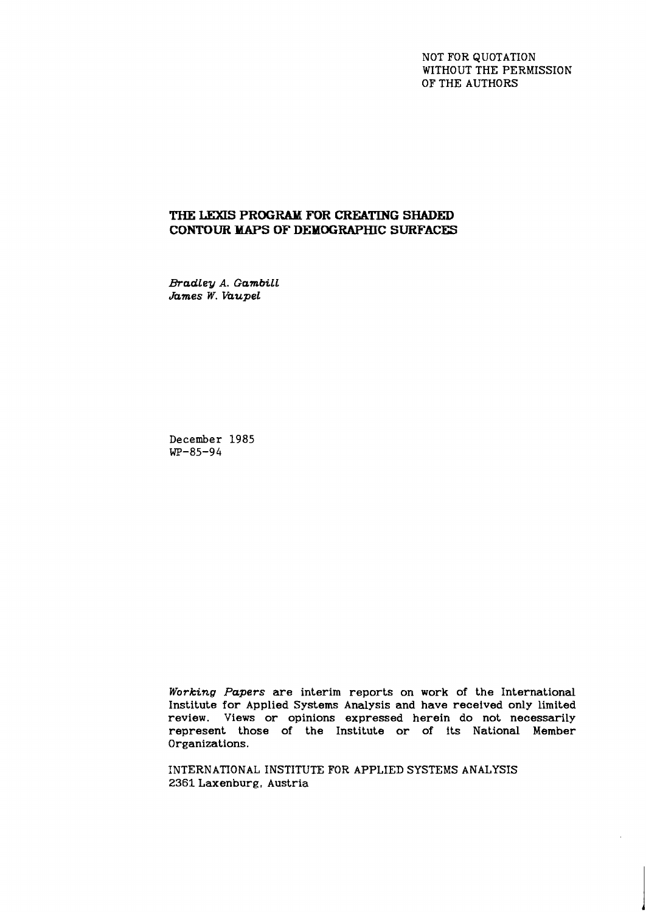NOT FOR QUOTATION
WITHOUT THE PERMISSION
OF THE AUTHORS

# THE LEXIS PROGRAM FOR CREATING SHADED CONTOUR MAPS OF DEMOGRAPHIC SURFACES

*Bradley A. Gambill*
*James W. Vaupel*

December 1985
WP-85-94

*Working Papers* are interim reports on work of the International Institute for Applied Systems Analysis and have received only limited review. Views or opinions expressed herein do not necessarily represent those of the Institute or of its National Member Organizations.

INTERNATIONAL INSTITUTE FOR APPLIED SYSTEMS ANALYSIS
2361 Laxenburg, Austria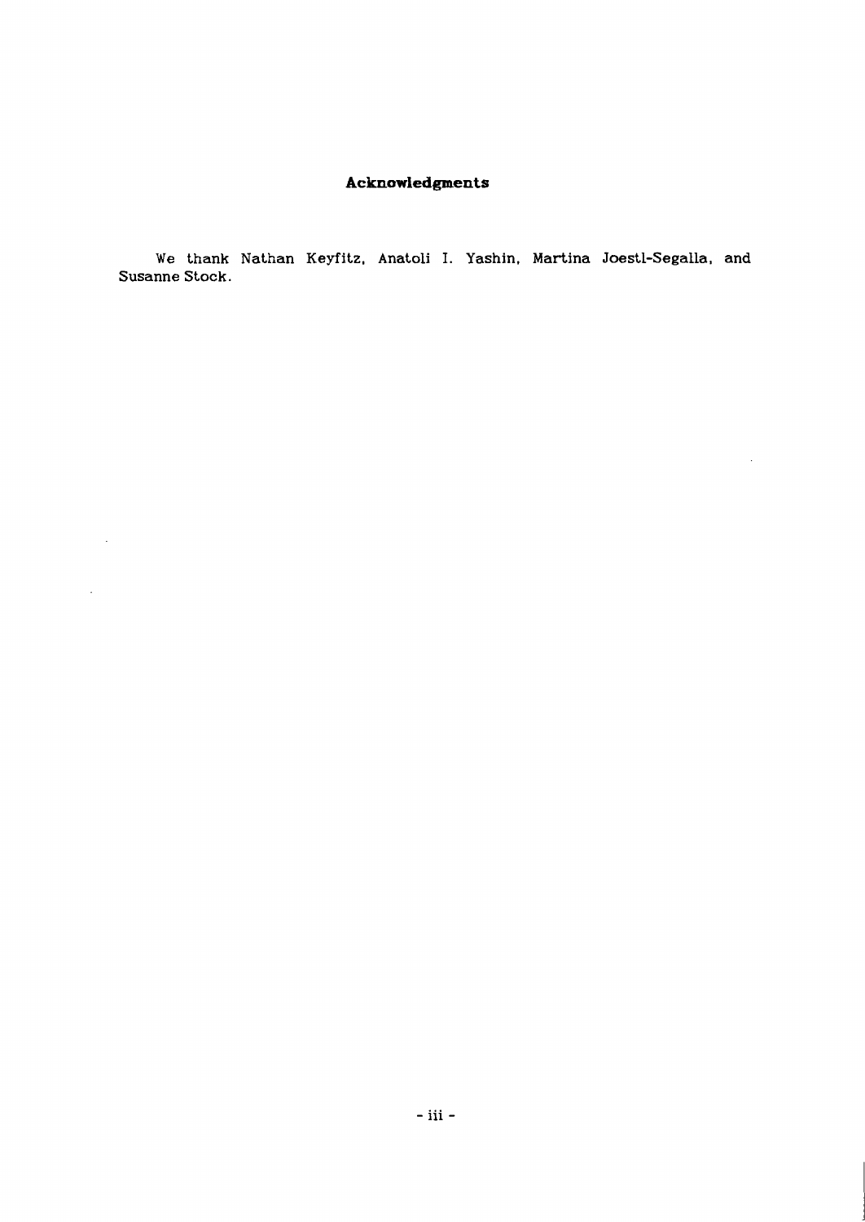## Acknowledgments

We thank Nathan Keyfitz, Anatoli I. Yashin, Martina Joestl-Segalla, and Susanne Stock.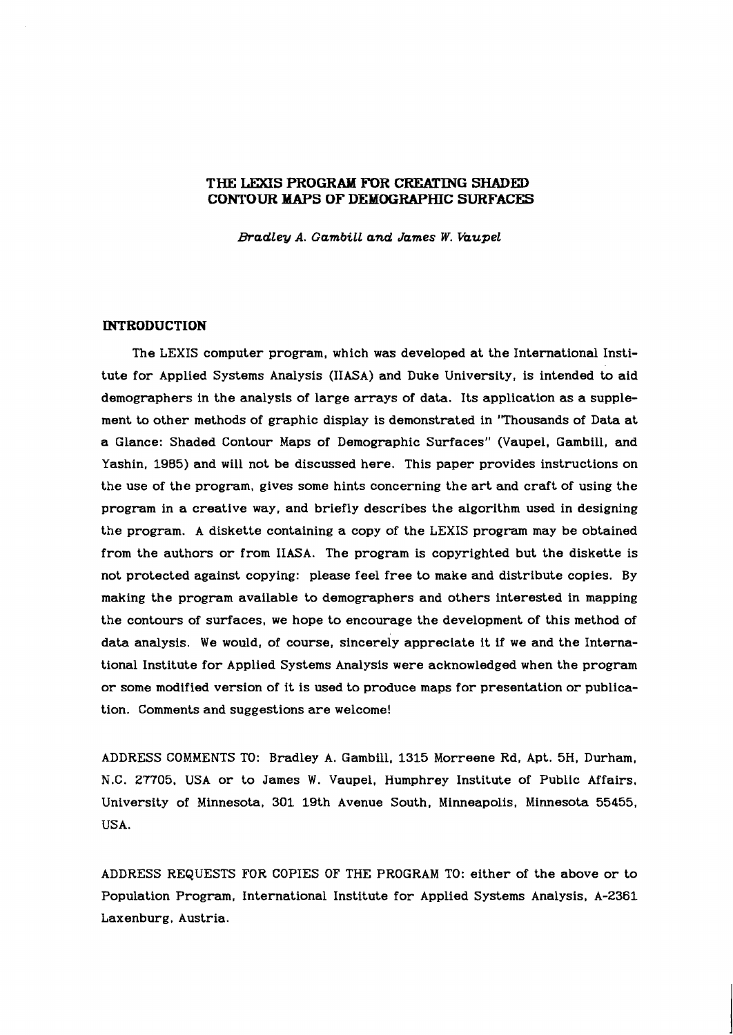# THE LEXIS PROGRAM FOR CREATING SHADED CONTOUR MAPS OF DEMOGRAPHIC SURFACES

*Bradley A. Gambill and James W. Vaupel*

## INTRODUCTION

The LEXIS computer program, which was developed at the International Institute for Applied Systems Analysis (IIASA) and Duke University, is intended to aid demographers in the analysis of large arrays of data. Its application as a supplement to other methods of graphic display is demonstrated in "Thousands of Data at a Glance: Shaded Contour Maps of Demographic Surfaces" (Vaupel, Gambill, and Yashin, 1985) and will not be discussed here. This paper provides instructions on the use of the program, gives some hints concerning the art and craft of using the program in a creative way, and briefly describes the algorithm used in designing the program. A diskette containing a copy of the LEXIS program may be obtained from the authors or from IIASA. The program is copyrighted but the diskette is not protected against copying: please feel free to make and distribute copies. By making the program available to demographers and others interested in mapping the contours of surfaces, we hope to encourage the development of this method of data analysis. We would, of course, sincerely appreciate it if we and the International Institute for Applied Systems Analysis were acknowledged when the program or some modified version of it is used to produce maps for presentation or publication. Comments and suggestions are welcome!

ADDRESS COMMENTS TO: Bradley A. Gambill, 1315 Morreene Rd, Apt. 5H, Durham, N.C. 27705, USA or to James W. Vaupel, Humphrey Institute of Public Affairs, University of Minnesota, 301 19th Avenue South, Minneapolis, Minnesota 55455, USA.

ADDRESS REQUESTS FOR COPIES OF THE PROGRAM TO: either of the above or to Population Program, International Institute for Applied Systems Analysis, A-2361 Laxenburg, Austria.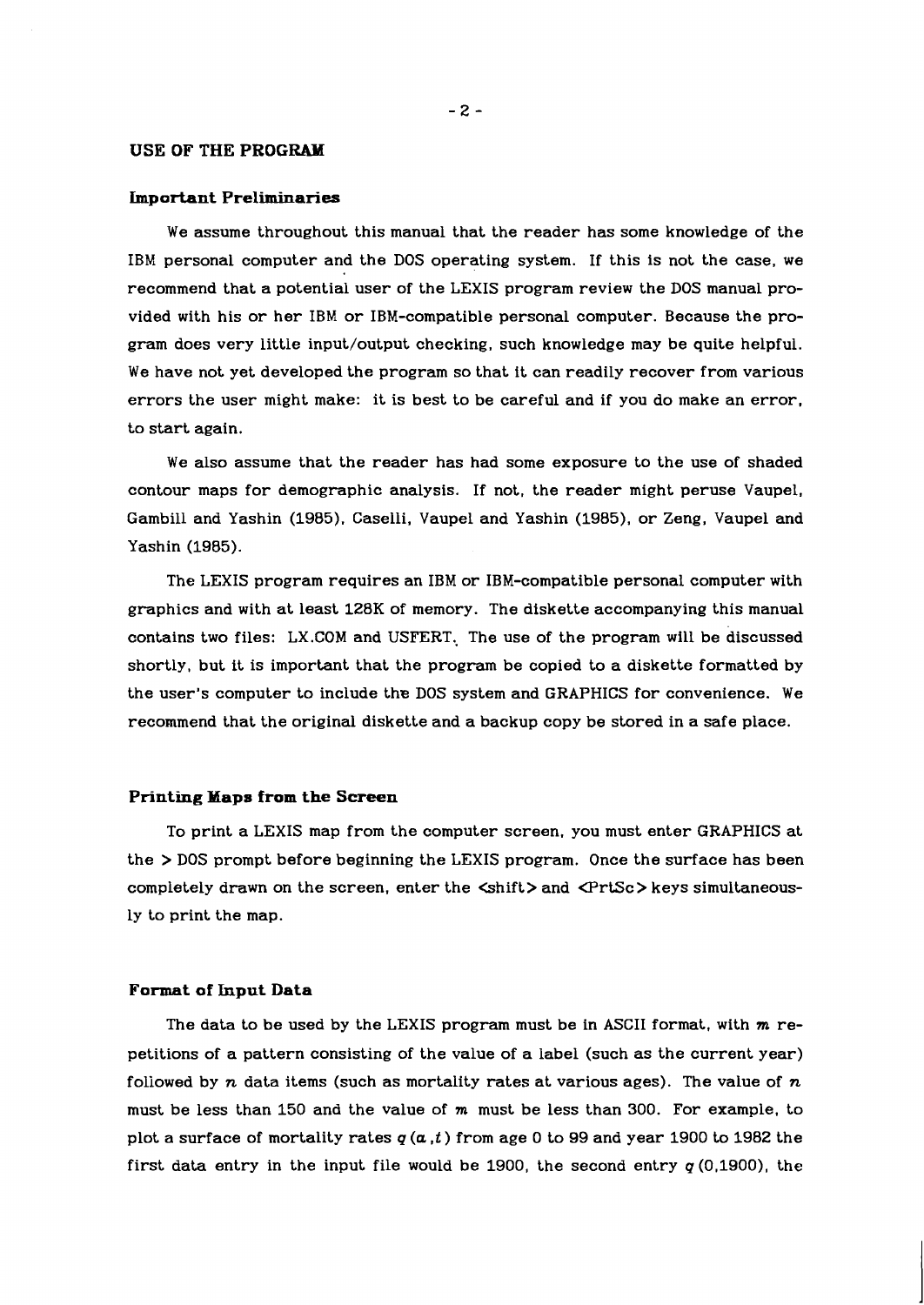## USE OF THE PROGRAM

### Important Preliminaries

We assume throughout this manual that the reader has some knowledge of the IBM personal computer and the DOS operating system. If this is not the case, we recommend that a potential user of the LEXIS program review the DOS manual provided with his or her IBM or IBM-compatible personal computer. Because the program does very little input/output checking, such knowledge may be quite helpful. We have not yet developed the program so that it can readily recover from various errors the user might make: it is best to be careful and if you do make an error, to start again.

We also assume that the reader has had some exposure to the use of shaded contour maps for demographic analysis. If not, the reader might peruse Vaupel, Gambill and Yashin (1985), Caselli, Vaupel and Yashin (1985), or Zeng, Vaupel and Yashin (1985).

The LEXIS program requires an IBM or IBM-compatible personal computer with graphics and with at least 128K of memory. The diskette accompanying this manual contains two files: LX.COM and USFERT. The use of the program will be discussed shortly, but it is important that the program be copied to a diskette formatted by the user's computer to include the DOS system and GRAPHICS for convenience. We recommend that the original diskette and a backup copy be stored in a safe place.

### Printing Maps from the Screen

To print a LEXIS map from the computer screen, you must enter GRAPHICS at the > DOS prompt before beginning the LEXIS program. Once the surface has been completely drawn on the screen, enter the <shift> and <PrtSc> keys simultaneously to print the map.

### Format of Input Data

The data to be used by the LEXIS program must be in ASCII format, with $m$ repetitions of a pattern consisting of the value of a label (such as the current year) followed by $n$ data items (such as mortality rates at various ages). The value of $n$ must be less than 150 and the value of $m$ must be less than 300. For example, to plot a surface of mortality rates $q(a,t)$ from age 0 to 99 and year 1900 to 1982 the first data entry in the input file would be 1900, the second entry $q(0,1900)$, the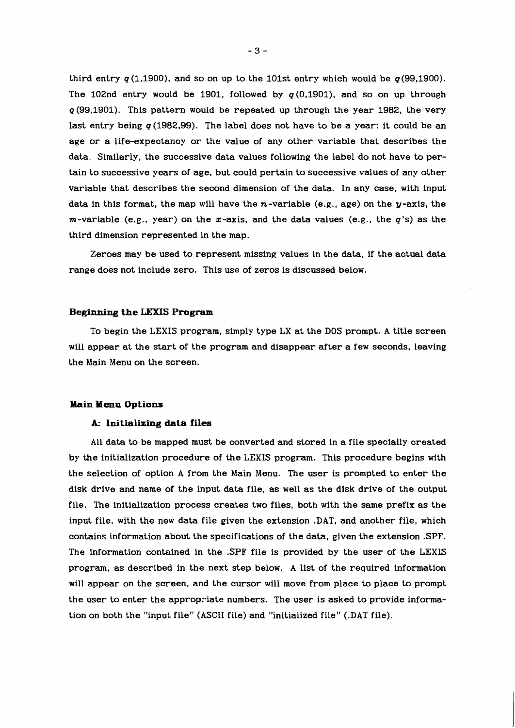third entry $q(1,1900)$, and so on up to the 101st entry which would be $q(99,1900)$. The 102nd entry would be 1901, followed by $q(0,1901)$, and so on up through $q(99,1901)$. This pattern would be repeated up through the year 1982, the very last entry being $q(1982,99)$. The label does not have to be a year: it could be an age or a life-expectancy or the value of any other variable that describes the data. Similarly, the successive data values following the label do not have to pertain to successive years of age, but could pertain to successive values of any other variable that describes the second dimension of the data. In any case, with input data in this format, the map will have the $n$-variable (e.g., age) on the $y$-axis, the $m$-variable (e.g., year) on the $x$-axis, and the data values (e.g., the $q$'s) as the third dimension represented in the map.

Zeroes may be used to represent missing values in the data, if the actual data range does not include zero. This use of zeros is discussed below.

## Beginning the LEXIS Program

To begin the LEXIS program, simply type LX at the DOS prompt. A title screen will appear at the start of the program and disappear after a few seconds, leaving the Main Menu on the screen.

## Main Menu Options

### A: Initializing data files

All data to be mapped must be converted and stored in a file specially created by the initialization procedure of the LEXIS program. This procedure begins with the selection of option A from the Main Menu. The user is prompted to enter the disk drive and name of the input data file, as well as the disk drive of the output file. The initialization process creates two files, both with the same prefix as the input file, with the new data file given the extension .DAT, and another file, which contains information about the specifications of the data, given the extension .SPF. The information contained in the .SPF file is provided by the user of the LEXIS program, as described in the next step below. A list of the required information will appear on the screen, and the cursor will move from place to place to prompt the user to enter the appropriate numbers. The user is asked to provide information on both the "input file" (ASCII file) and "initialized file" (.DAT file).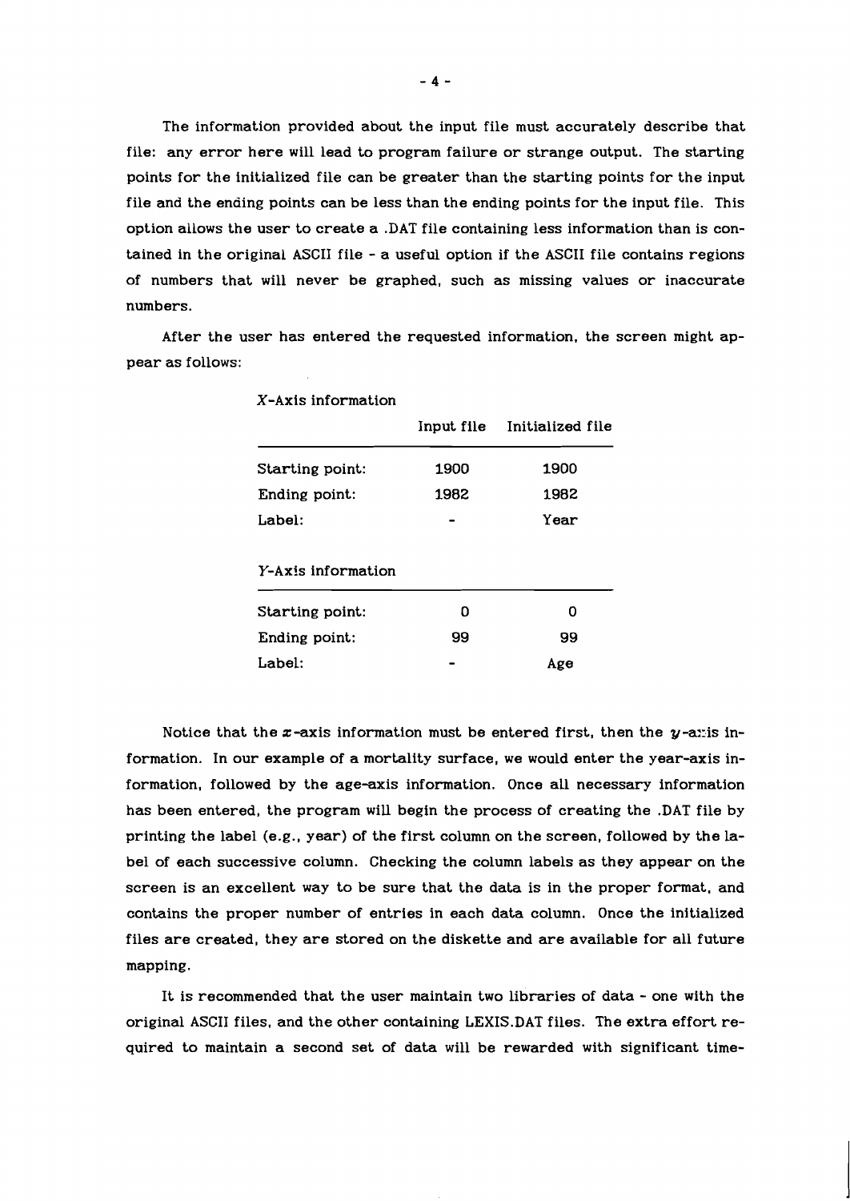The information provided about the input file must accurately describe that file: any error here will lead to program failure or strange output. The starting points for the initialized file can be greater than the starting points for the input file and the ending points can be less than the ending points for the input file. This option allows the user to create a .DAT file containing less information than is contained in the original ASCII file - a useful option if the ASCII file contains regions of numbers that will never be graphed, such as missing values or inaccurate numbers.

After the user has entered the requested information, the screen might appear as follows:

*X*-Axis information

| | Input file | Initialized file |
|---|---|---|
| Starting point: | 1900 | 1900 |
| Ending point: | 1982 | 1982 |
| Label: | - | Year |

*Y*-Axis information

| | | |
|---|---|---|
| Starting point: | 0 | 0 |
| Ending point: | 99 | 99 |
| Label: | - | Age |

Notice that the $x$-axis information must be entered first, then the $y$-axis information. In our example of a mortality surface, we would enter the year-axis information, followed by the age-axis information. Once all necessary information has been entered, the program will begin the process of creating the .DAT file by printing the label (e.g., year) of the first column on the screen, followed by the label of each successive column. Checking the column labels as they appear on the screen is an excellent way to be sure that the data is in the proper format, and contains the proper number of entries in each data column. Once the initialized files are created, they are stored on the diskette and are available for all future mapping.

It is recommended that the user maintain two libraries of data - one with the original ASCII files, and the other containing LEXIS.DAT files. The extra effort required to maintain a second set of data will be rewarded with significant time-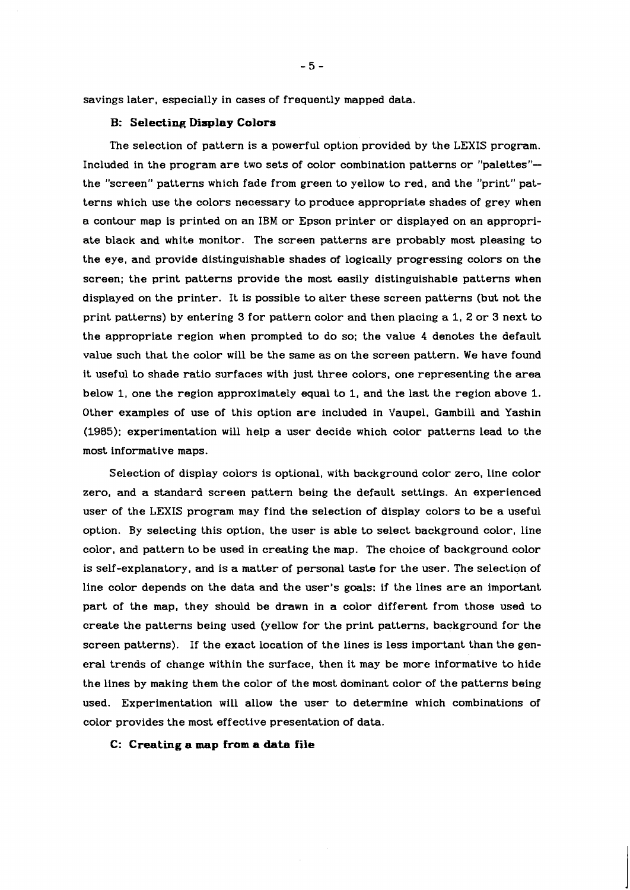savings later, especially in cases of frequently mapped data.

### B: Selecting Display Colors

The selection of pattern is a powerful option provided by the LEXIS program. Included in the program are two sets of color combination patterns or "palettes"—the "screen" patterns which fade from green to yellow to red, and the "print" patterns which use the colors necessary to produce appropriate shades of grey when a contour map is printed on an IBM or Epson printer or displayed on an appropriate black and white monitor. The screen patterns are probably most pleasing to the eye, and provide distinguishable shades of logically progressing colors on the screen; the print patterns provide the most easily distinguishable patterns when displayed on the printer. It is possible to alter these screen patterns (but not the print patterns) by entering 3 for pattern color and then placing a 1, 2 or 3 next to the appropriate region when prompted to do so; the value 4 denotes the default value such that the color will be the same as on the screen pattern. We have found it useful to shade ratio surfaces with just three colors, one representing the area below 1, one the region approximately equal to 1, and the last the region above 1. Other examples of use of this option are included in Vaupel, Gambill and Yashin (1985); experimentation will help a user decide which color patterns lead to the most informative maps.

Selection of display colors is optional, with background color zero, line color zero, and a standard screen pattern being the default settings. An experienced user of the LEXIS program may find the selection of display colors to be a useful option. By selecting this option, the user is able to select background color, line color, and pattern to be used in creating the map. The choice of background color is self-explanatory, and is a matter of personal taste for the user. The selection of line color depends on the data and the user's goals: if the lines are an important part of the map, they should be drawn in a color different from those used to create the patterns being used (yellow for the print patterns, background for the screen patterns). If the exact location of the lines is less important than the general trends of change within the surface, then it may be more informative to hide the lines by making them the color of the most dominant color of the patterns being used. Experimentation will allow the user to determine which combinations of color provides the most effective presentation of data.

### C: Creating a map from a data file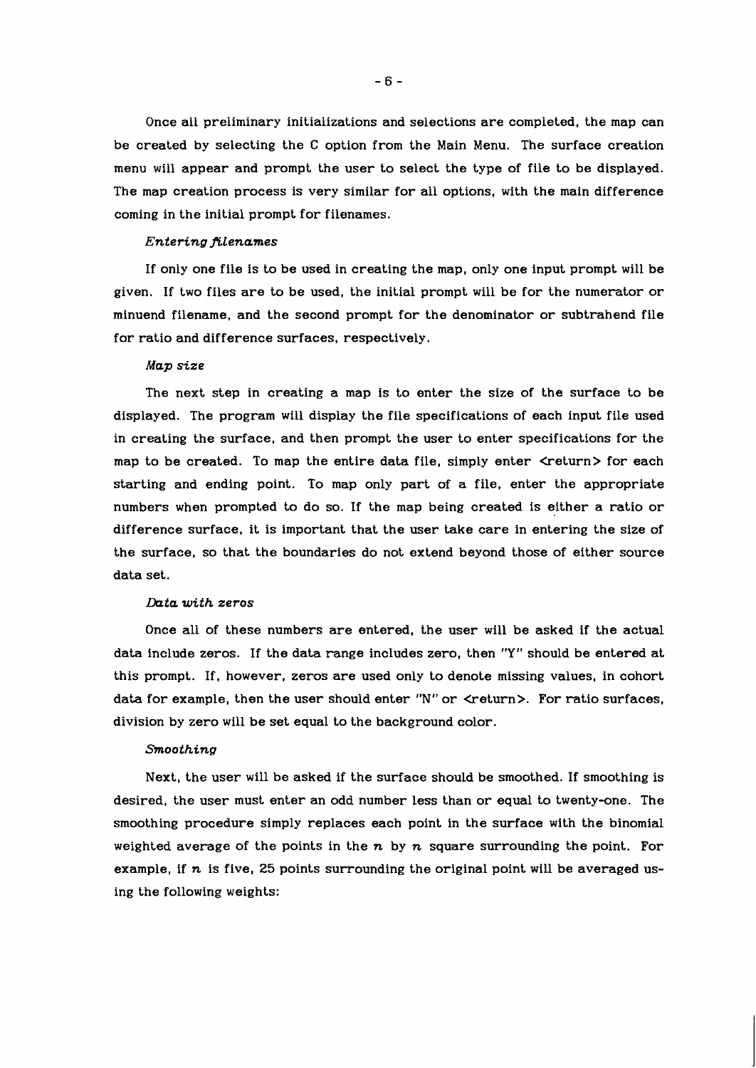Once all preliminary initializations and selections are completed, the map can be created by selecting the C option from the Main Menu. The surface creation menu will appear and prompt the user to select the type of file to be displayed. The map creation process is very similar for all options, with the main difference coming in the initial prompt for filenames.

*Entering filenames*

If only one file is to be used in creating the map, only one input prompt will be given. If two files are to be used, the initial prompt will be for the numerator or minuend filename, and the second prompt for the denominator or subtrahend file for ratio and difference surfaces, respectively.

*Map size*

The next step in creating a map is to enter the size of the surface to be displayed. The program will display the file specifications of each input file used in creating the surface, and then prompt the user to enter specifications for the map to be created. To map the entire data file, simply enter <return> for each starting and ending point. To map only part of a file, enter the appropriate numbers when prompted to do so. If the map being created is either a ratio or difference surface, it is important that the user take care in entering the size of the surface, so that the boundaries do not extend beyond those of either source data set.

*Data with zeros*

Once all of these numbers are entered, the user will be asked if the actual data include zeros. If the data range includes zero, then "Y" should be entered at this prompt. If, however, zeros are used only to denote missing values, in cohort data for example, then the user should enter "N" or <return>. For ratio surfaces, division by zero will be set equal to the background color.

*Smoothing*

Next, the user will be asked if the surface should be smoothed. If smoothing is desired, the user must enter an odd number less than or equal to twenty-one. The smoothing procedure simply replaces each point in the surface with the binomial weighted average of the points in the $n$ by $n$ square surrounding the point. For example, if $n$ is five, 25 points surrounding the original point will be averaged using the following weights: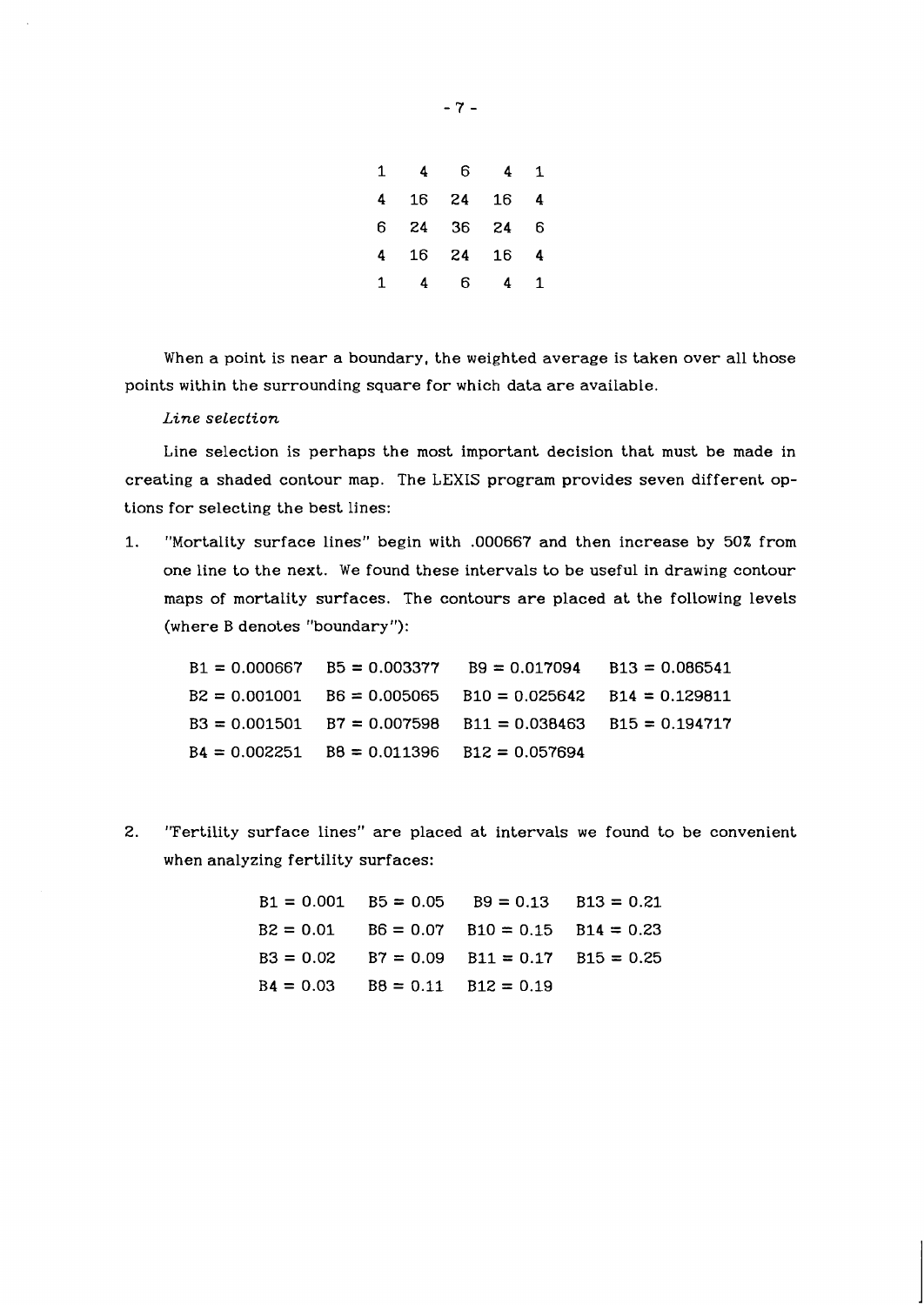| | | | | |
|---|---|---|---|---|
| 1 | 4 | 6 | 4 | 1 |
| 4 | 16 | 24 | 16 | 4 |
| 6 | 24 | 36 | 24 | 6 |
| 4 | 16 | 24 | 16 | 4 |
| 1 | 4 | 6 | 4 | 1 |

When a point is near a boundary, the weighted average is taken over all those points within the surrounding square for which data are available.

*Line selection*

Line selection is perhaps the most important decision that must be made in creating a shaded contour map. The LEXIS program provides seven different options for selecting the best lines:

1. "Mortality surface lines" begin with .000667 and then increase by 50% from one line to the next. We found these intervals to be useful in drawing contour maps of mortality surfaces. The contours are placed at the following levels (where B denotes "boundary"):

| | | | |
|---|---|---|---|
| B1 = 0.000667 | B5 = 0.003377 | B9 = 0.017094 | B13 = 0.086541 |
| B2 = 0.001001 | B6 = 0.005065 | B10 = 0.025642 | B14 = 0.129811 |
| B3 = 0.001501 | B7 = 0.007598 | B11 = 0.038463 | B15 = 0.194717 |
| B4 = 0.002251 | B8 = 0.011396 | B12 = 0.057694 | |

2. "Fertility surface lines" are placed at intervals we found to be convenient when analyzing fertility surfaces:

| | | | |
|---|---|---|---|
| B1 = 0.001 | B5 = 0.05 | B9 = 0.13 | B13 = 0.21 |
| B2 = 0.01 | B6 = 0.07 | B10 = 0.15 | B14 = 0.23 |
| B3 = 0.02 | B7 = 0.09 | B11 = 0.17 | B15 = 0.25 |
| B4 = 0.03 | B8 = 0.11 | B12 = 0.19 | |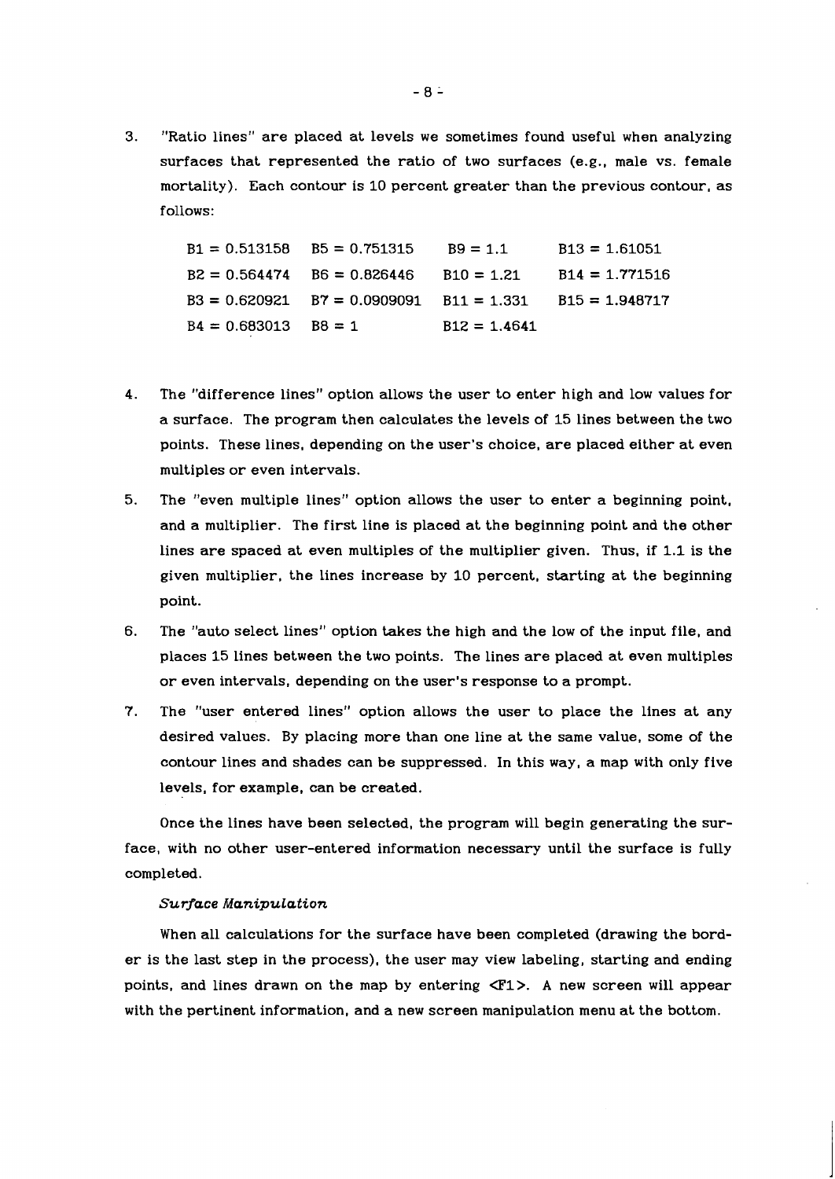3. "Ratio lines" are placed at levels we sometimes found useful when analyzing surfaces that represented the ratio of two surfaces (e.g., male vs. female mortality). Each contour is 10 percent greater than the previous contour, as follows:

| | | | |
|---|---|---|---|
| B1 = 0.513158 | B5 = 0.751315 | B9 = 1.1 | B13 = 1.61051 |
| B2 = 0.564474 | B6 = 0.826446 | B10 = 1.21 | B14 = 1.771516 |
| B3 = 0.620921 | B7 = 0.0909091 | B11 = 1.331 | B15 = 1.948717 |
| B4 = 0.683013 | B8 = 1 | B12 = 1.4641 | |

4. The "difference lines" option allows the user to enter high and low values for a surface. The program then calculates the levels of 15 lines between the two points. These lines, depending on the user's choice, are placed either at even multiples or even intervals.

5. The "even multiple lines" option allows the user to enter a beginning point, and a multiplier. The first line is placed at the beginning point and the other lines are spaced at even multiples of the multiplier given. Thus, if 1.1 is the given multiplier, the lines increase by 10 percent, starting at the beginning point.

6. The "auto select lines" option takes the high and the low of the input file, and places 15 lines between the two points. The lines are placed at even multiples or even intervals, depending on the user's response to a prompt.

7. The "user entered lines" option allows the user to place the lines at any desired values. By placing more than one line at the same value, some of the contour lines and shades can be suppressed. In this way, a map with only five levels, for example, can be created.

Once the lines have been selected, the program will begin generating the surface, with no other user-entered information necessary until the surface is fully completed.

*Surface Manipulation*

When all calculations for the surface have been completed (drawing the border is the last step in the process), the user may view labeling, starting and ending points, and lines drawn on the map by entering <F1>. A new screen will appear with the pertinent information, and a new screen manipulation menu at the bottom.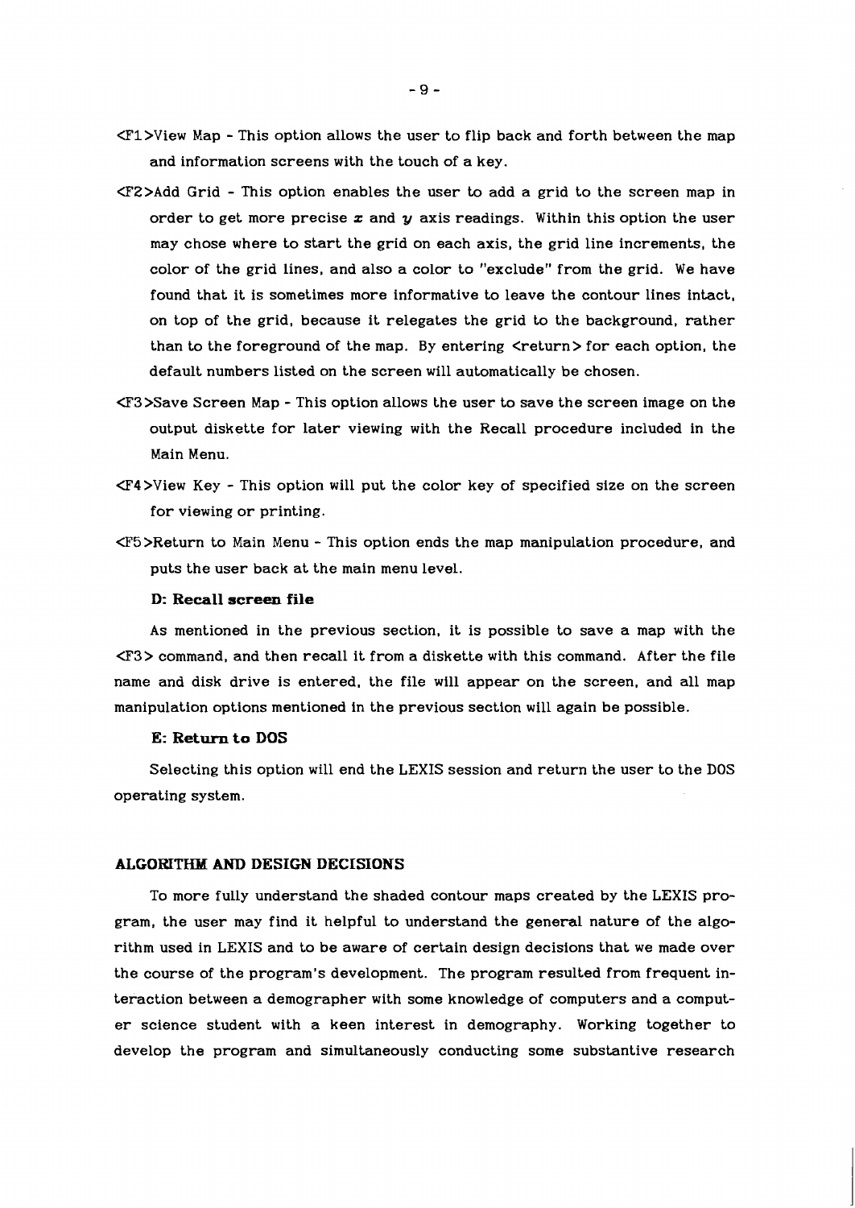<F1>View Map - This option allows the user to flip back and forth between the map and information screens with the touch of a key.

<F2>Add Grid - This option enables the user to add a grid to the screen map in order to get more precise $x$ and $y$ axis readings. Within this option the user may chose where to start the grid on each axis, the grid line increments, the color of the grid lines, and also a color to "exclude" from the grid. We have found that it is sometimes more informative to leave the contour lines intact, on top of the grid, because it relegates the grid to the background, rather than to the foreground of the map. By entering <return> for each option, the default numbers listed on the screen will automatically be chosen.

<F3>Save Screen Map - This option allows the user to save the screen image on the output diskette for later viewing with the Recall procedure included in the Main Menu.

<F4>View Key - This option will put the color key of specified size on the screen for viewing or printing.

<F5>Return to Main Menu - This option ends the map manipulation procedure, and puts the user back at the main menu level.

#### D: Recall screen file

As mentioned in the previous section, it is possible to save a map with the <F3> command, and then recall it from a diskette with this command. After the file name and disk drive is entered, the file will appear on the screen, and all map manipulation options mentioned in the previous section will again be possible.

#### E: Return to DOS

Selecting this option will end the LEXIS session and return the user to the DOS operating system.

## ALGORITHM AND DESIGN DECISIONS

To more fully understand the shaded contour maps created by the LEXIS program, the user may find it helpful to understand the general nature of the algorithm used in LEXIS and to be aware of certain design decisions that we made over the course of the program's development. The program resulted from frequent interaction between a demographer with some knowledge of computers and a computer science student with a keen interest in demography. Working together to develop the program and simultaneously conducting some substantive research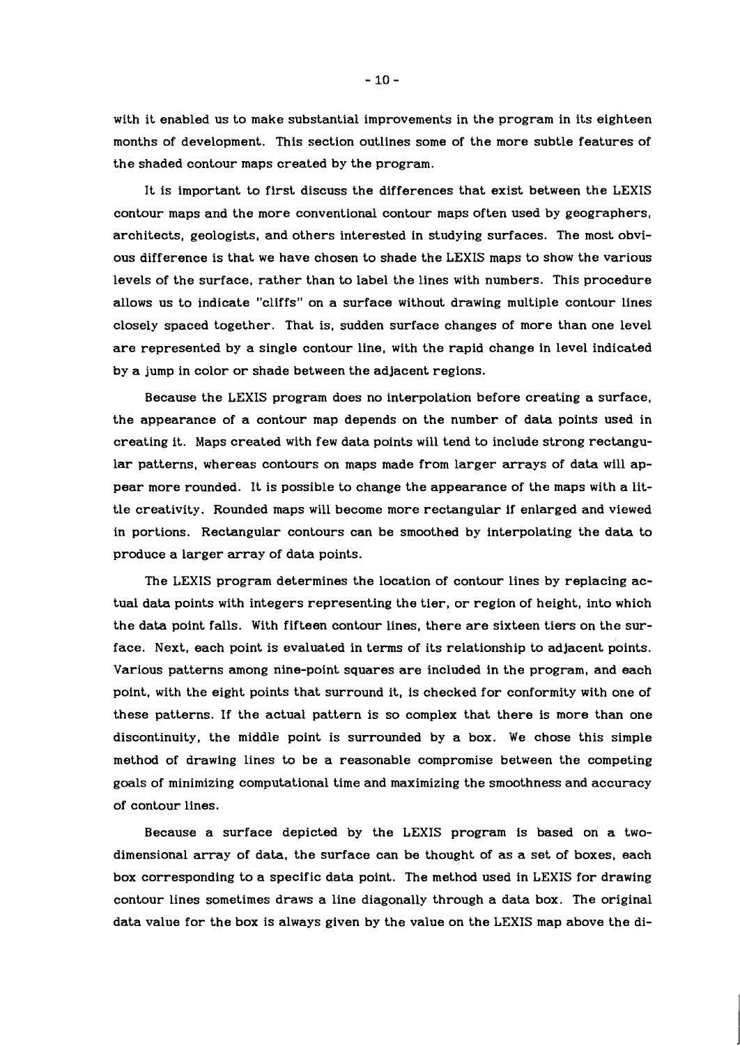with it enabled us to make substantial improvements in the program in its eighteen months of development. This section outlines some of the more subtle features of the shaded contour maps created by the program.

It is important to first discuss the differences that exist between the LEXIS contour maps and the more conventional contour maps often used by geographers, architects, geologists, and others interested in studying surfaces. The most obvious difference is that we have chosen to shade the LEXIS maps to show the various levels of the surface, rather than to label the lines with numbers. This procedure allows us to indicate "cliffs" on a surface without drawing multiple contour lines closely spaced together. That is, sudden surface changes of more than one level are represented by a single contour line, with the rapid change in level indicated by a jump in color or shade between the adjacent regions.

Because the LEXIS program does no interpolation before creating a surface, the appearance of a contour map depends on the number of data points used in creating it. Maps created with few data points will tend to include strong rectangular patterns, whereas contours on maps made from larger arrays of data will appear more rounded. It is possible to change the appearance of the maps with a little creativity. Rounded maps will become more rectangular if enlarged and viewed in portions. Rectangular contours can be smoothed by interpolating the data to produce a larger array of data points.

The LEXIS program determines the location of contour lines by replacing actual data points with integers representing the tier, or region of height, into which the data point falls. With fifteen contour lines, there are sixteen tiers on the surface. Next, each point is evaluated in terms of its relationship to adjacent points. Various patterns among nine-point squares are included in the program, and each point, with the eight points that surround it, is checked for conformity with one of these patterns. If the actual pattern is so complex that there is more than one discontinuity, the middle point is surrounded by a box. We chose this simple method of drawing lines to be a reasonable compromise between the competing goals of minimizing computational time and maximizing the smoothness and accuracy of contour lines.

Because a surface depicted by the LEXIS program is based on a two-dimensional array of data, the surface can be thought of as a set of boxes, each box corresponding to a specific data point. The method used in LEXIS for drawing contour lines sometimes draws a line diagonally through a data box. The original data value for the box is always given by the value on the LEXIS map above the di-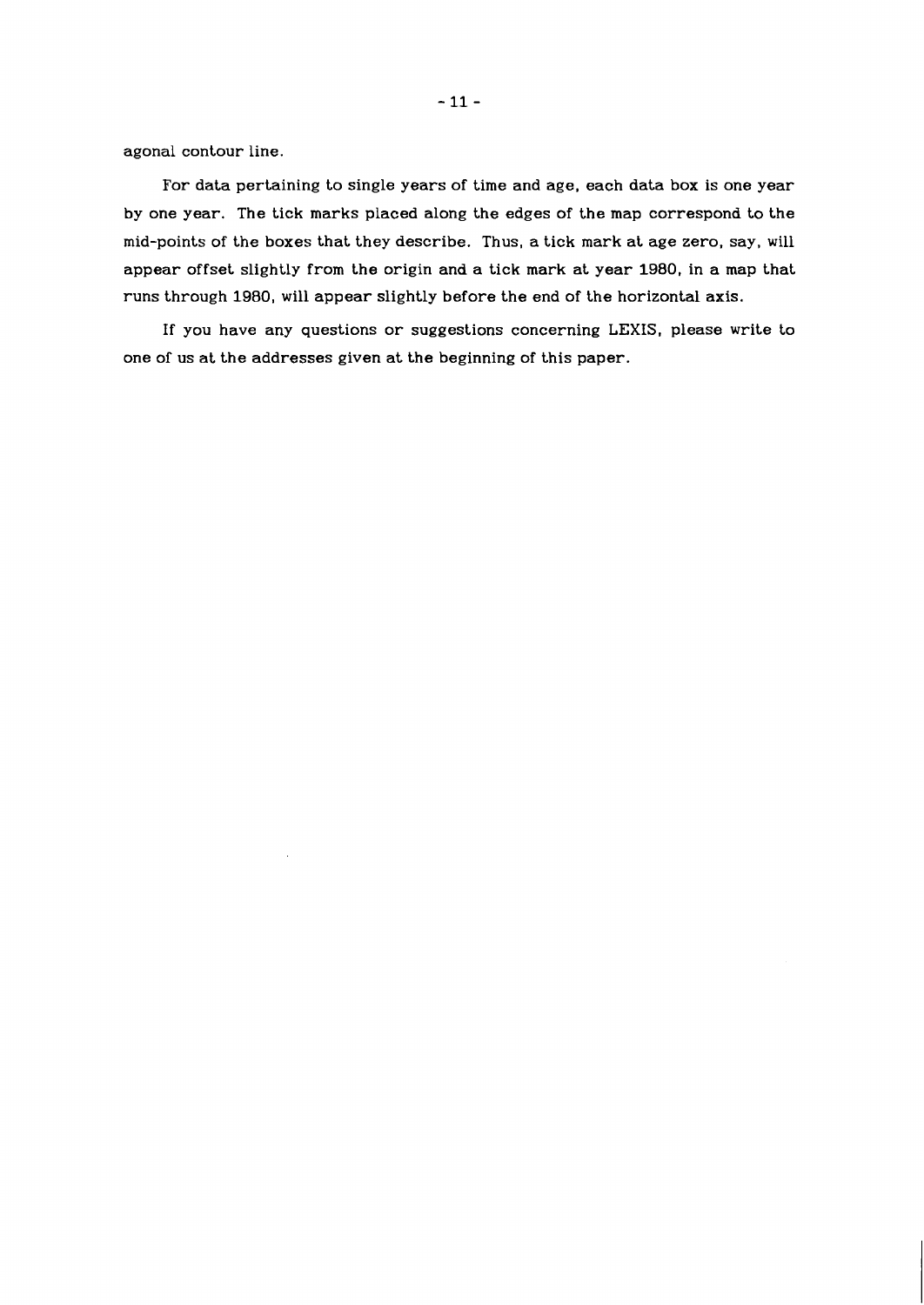agonal contour line.

For data pertaining to single years of time and age, each data box is one year by one year. The tick marks placed along the edges of the map correspond to the mid-points of the boxes that they describe. Thus, a tick mark at age zero, say, will appear offset slightly from the origin and a tick mark at year 1980, in a map that runs through 1980, will appear slightly before the end of the horizontal axis.

If you have any questions or suggestions concerning LEXIS, please write to one of us at the addresses given at the beginning of this paper.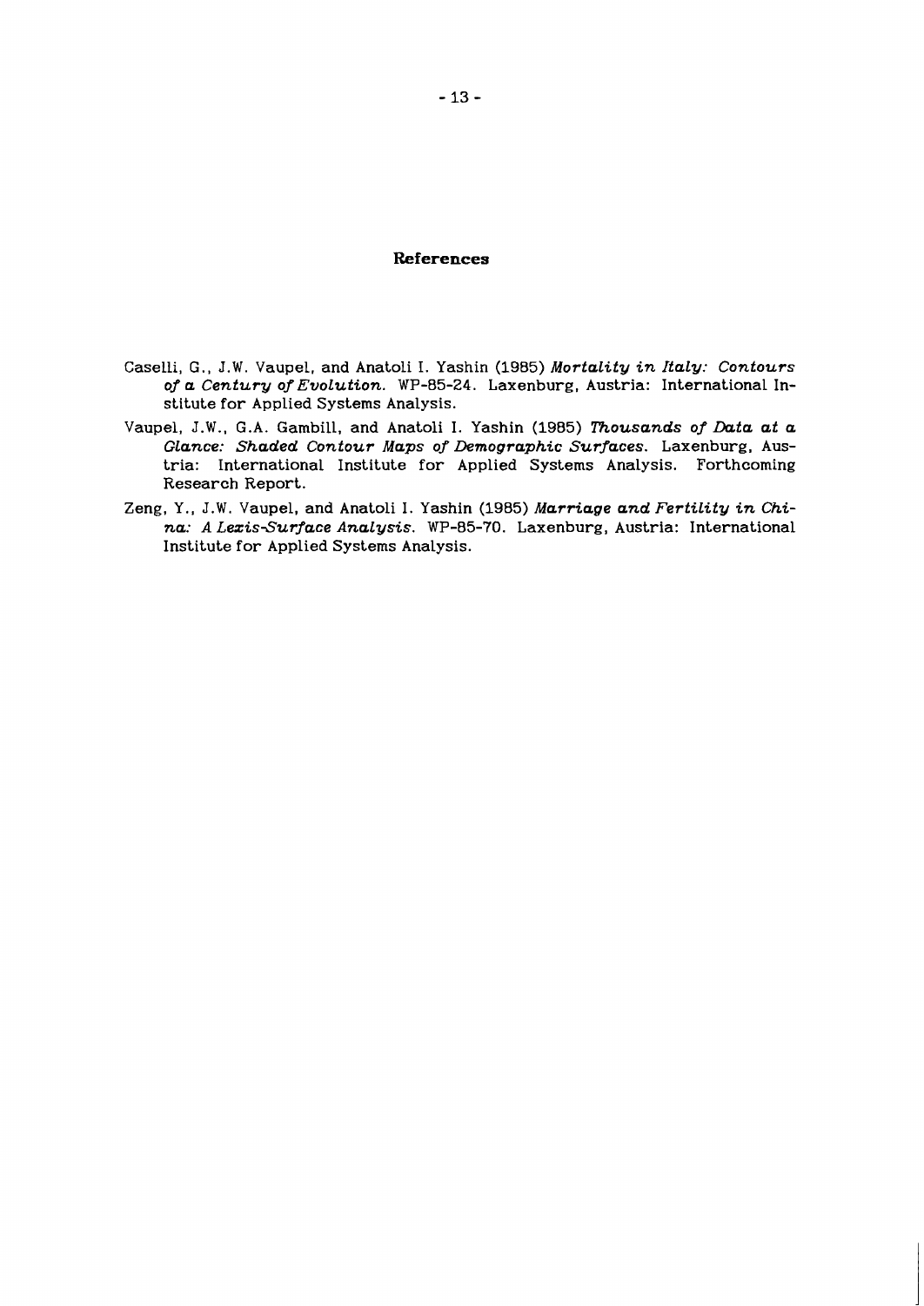# References

Caselli, G., J.W. Vaupel, and Anatoli I. Yashin (1985) *Mortality in Italy: Contours of a Century of Evolution.* WP-85-24. Laxenburg, Austria: International Institute for Applied Systems Analysis.

Vaupel, J.W., G.A. Gambill, and Anatoli I. Yashin (1985) *Thousands of Data at a Glance: Shaded Contour Maps of Demographic Surfaces.* Laxenburg, Austria: International Institute for Applied Systems Analysis. Forthcoming Research Report.

Zeng, Y., J.W. Vaupel, and Anatoli I. Yashin (1985) *Marriage and Fertility in China: A Lexis-Surface Analysis.* WP-85-70. Laxenburg, Austria: International Institute for Applied Systems Analysis.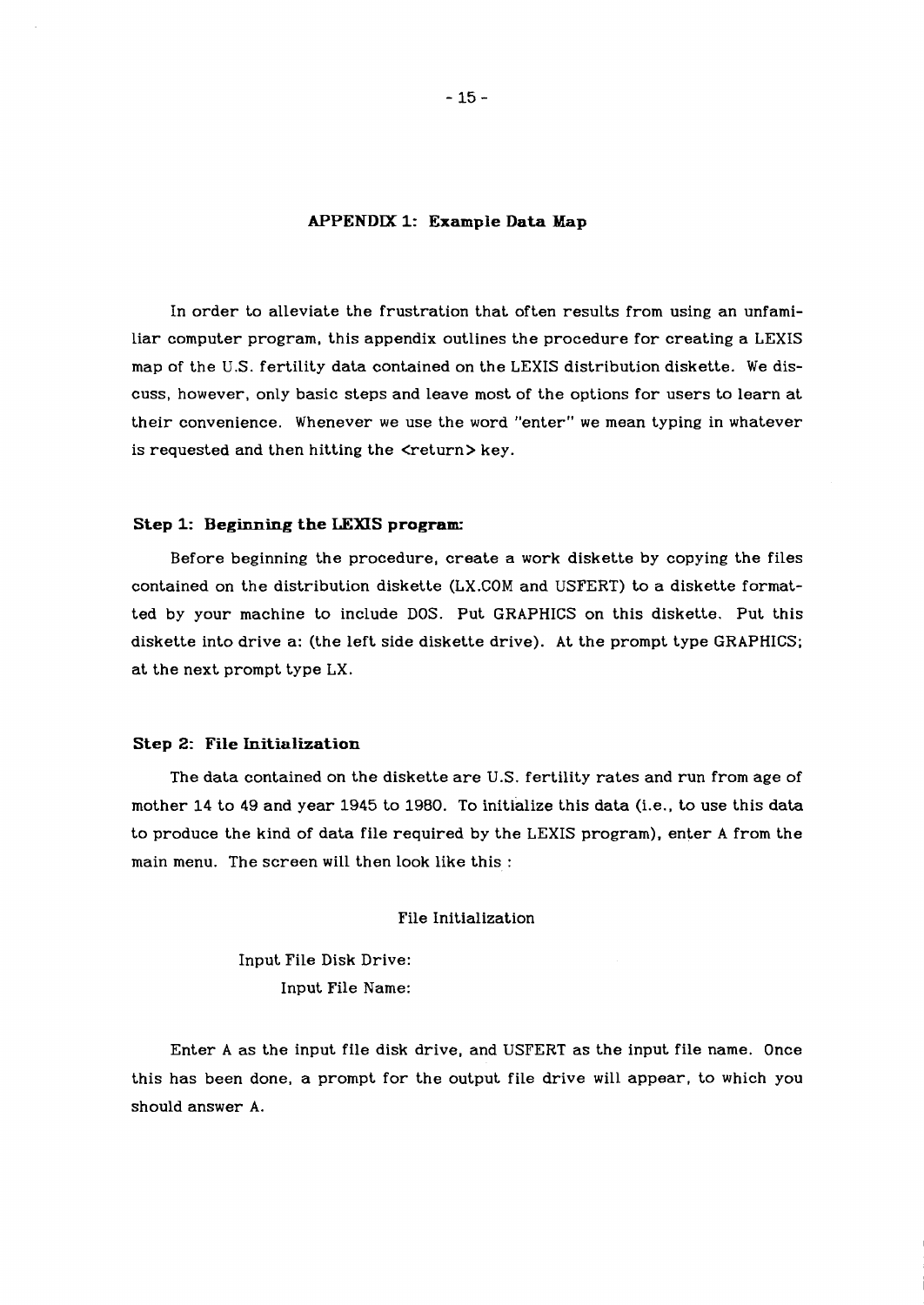## APPENDIX 1: Example Data Map

In order to alleviate the frustration that often results from using an unfamiliar computer program, this appendix outlines the procedure for creating a LEXIS map of the U.S. fertility data contained on the LEXIS distribution diskette. We discuss, however, only basic steps and leave most of the options for users to learn at their convenience. Whenever we use the word "enter" we mean typing in whatever is requested and then hitting the <return> key.

### Step 1: Beginning the LEXIS program:

Before beginning the procedure, create a work diskette by copying the files contained on the distribution diskette (LX.COM and USFERT) to a diskette formatted by your machine to include DOS. Put GRAPHICS on this diskette. Put this diskette into drive a: (the left side diskette drive). At the prompt type GRAPHICS; at the next prompt type LX.

### Step 2: File Initialization

The data contained on the diskette are U.S. fertility rates and run from age of mother 14 to 49 and year 1945 to 1980. To initialize this data (i.e., to use this data to produce the kind of data file required by the LEXIS program), enter A from the main menu. The screen will then look like this :

```
                    File Initialization

Input File Disk Drive:
      Input File Name:
```

Enter A as the input file disk drive, and USFERT as the input file name. Once this has been done, a prompt for the output file drive will appear, to which you should answer A.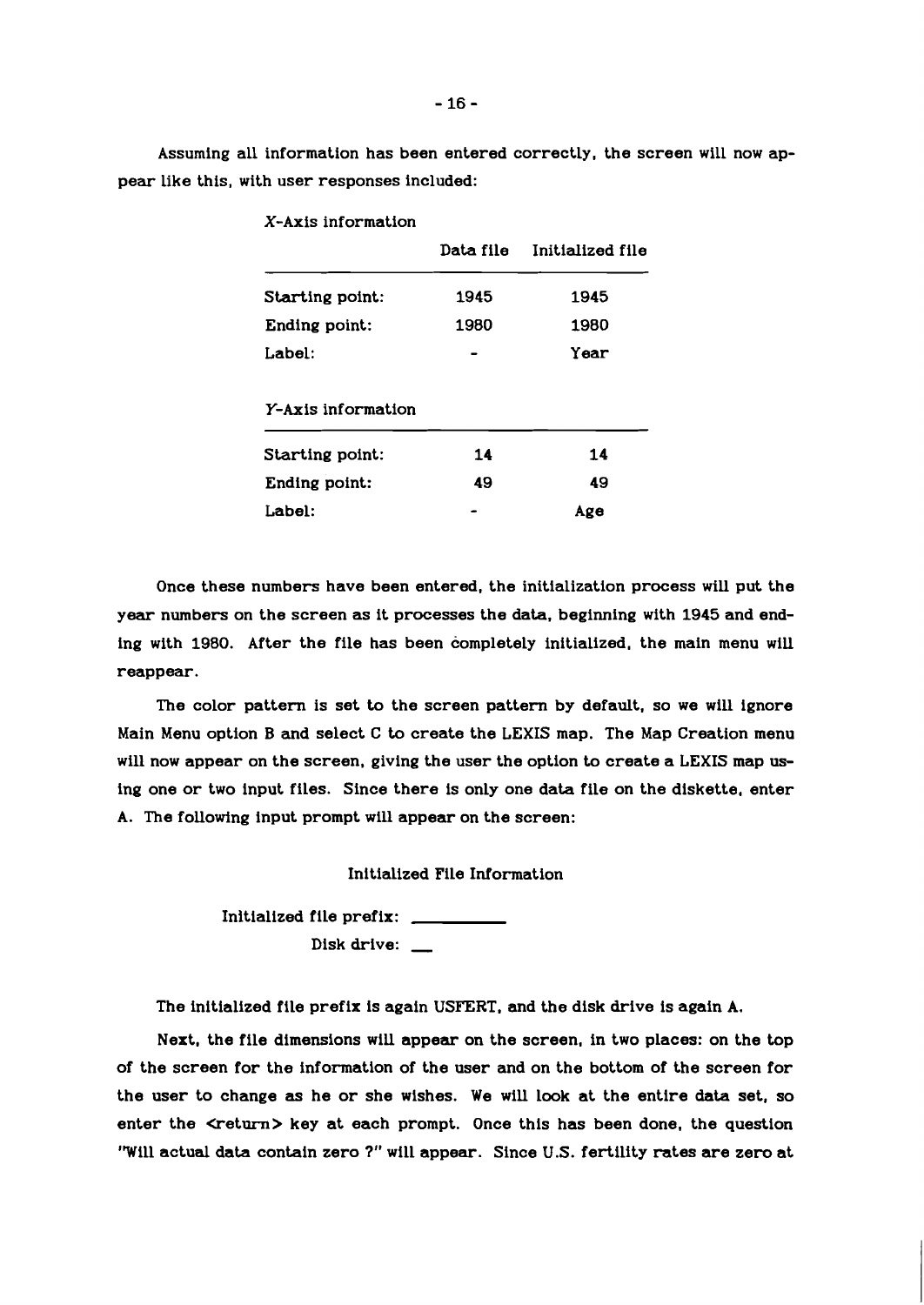Assuming all information has been entered correctly, the screen will now appear like this, with user responses included:

*X*-Axis information

| | Data file | Initialized file |
|---|---|---|
| Starting point: | 1945 | 1945 |
| Ending point: | 1980 | 1980 |
| Label: | - | Year |

*Y*-Axis information

| | Data file | Initialized file |
|---|---|---|
| Starting point: | 14 | 14 |
| Ending point: | 49 | 49 |
| Label: | - | Age |

Once these numbers have been entered, the initialization process will put the year numbers on the screen as it processes the data, beginning with 1945 and ending with 1980. After the file has been completely initialized, the main menu will reappear.

The color pattern is set to the screen pattern by default, so we will ignore Main Menu option B and select C to create the LEXIS map. The Map Creation menu will now appear on the screen, giving the user the option to create a LEXIS map using one or two input files. Since there is only one data file on the diskette, enter A. The following input prompt will appear on the screen:

Initialized File Information

Initialized file prefix: __________

Disk drive: __

The initialized file prefix is again USFERT, and the disk drive is again A.

Next, the file dimensions will appear on the screen, in two places: on the top of the screen for the information of the user and on the bottom of the screen for the user to change as he or she wishes. We will look at the entire data set, so enter the <return> key at each prompt. Once this has been done, the question "Will actual data contain zero ?" will appear. Since U.S. fertility rates are zero at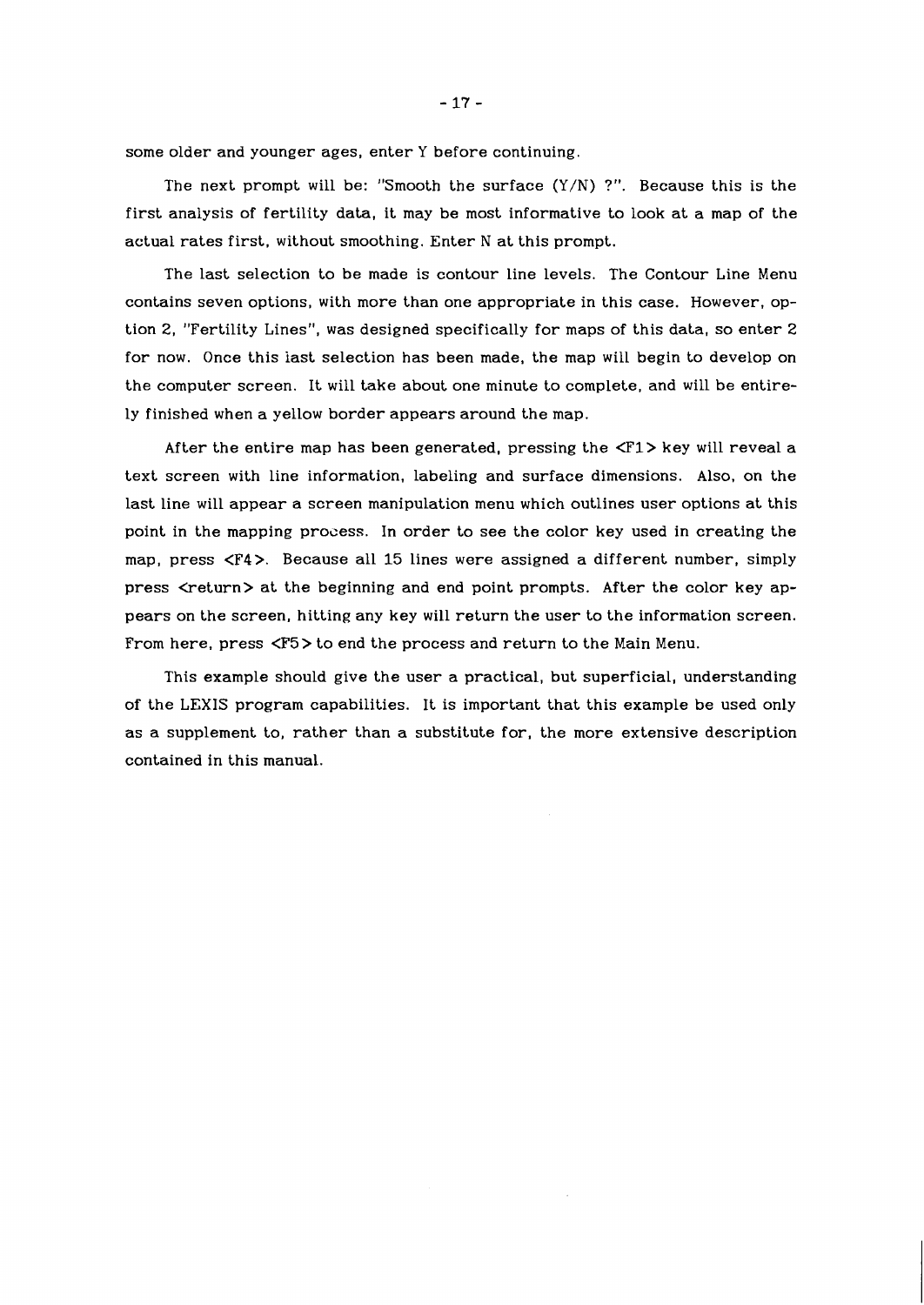some older and younger ages, enter Y before continuing.

The next prompt will be: "Smooth the surface (Y/N) ?". Because this is the first analysis of fertility data, it may be most informative to look at a map of the actual rates first, without smoothing. Enter N at this prompt.

The last selection to be made is contour line levels. The Contour Line Menu contains seven options, with more than one appropriate in this case. However, option 2, "Fertility Lines", was designed specifically for maps of this data, so enter 2 for now. Once this last selection has been made, the map will begin to develop on the computer screen. It will take about one minute to complete, and will be entirely finished when a yellow border appears around the map.

After the entire map has been generated, pressing the <F1> key will reveal a text screen with line information, labeling and surface dimensions. Also, on the last line will appear a screen manipulation menu which outlines user options at this point in the mapping process. In order to see the color key used in creating the map, press <F4>. Because all 15 lines were assigned a different number, simply press <return> at the beginning and end point prompts. After the color key appears on the screen, hitting any key will return the user to the information screen. From here, press <F5> to end the process and return to the Main Menu.

This example should give the user a practical, but superficial, understanding of the LEXIS program capabilities. It is important that this example be used only as a supplement to, rather than a substitute for, the more extensive description contained in this manual.